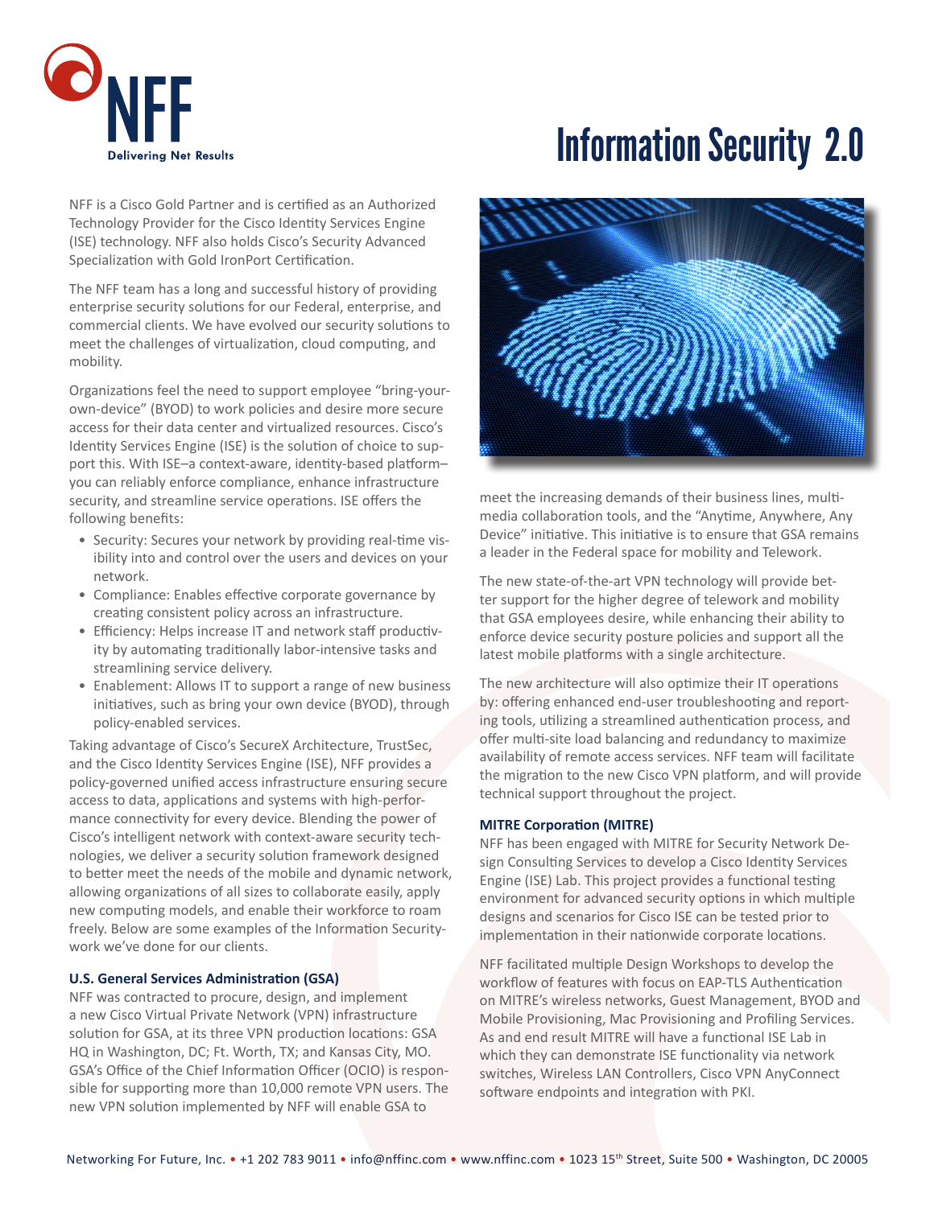NFF

Delivering Net Results

# Information Security 2.0

NFF is a Cisco Gold Partner and is certified as an Authorized Technology Provider for the Cisco Identity Services Engine (ISE) technology. NFF also holds Cisco's Security Advanced Specialization with Gold IronPort Certification.

The NFF team has a long and successful history of providing enterprise security solutions for our Federal, enterprise, and commercial clients. We have evolved our security solutions to meet the challenges of virtualization, cloud computing, and mobility.

Organizations feel the need to support employee "bring-your-own-device" (BYOD) to work policies and desire more secure access for their data center and virtualized resources. Cisco's Identity Services Engine (ISE) is the solution of choice to support this. With ISE–a context-aware, identity-based platform–you can reliably enforce compliance, enhance infrastructure security, and streamline service operations. ISE offers the following benefits:

- Security: Secures your network by providing real-time visibility into and control over the users and devices on your network.
- Compliance: Enables effective corporate governance by creating consistent policy across an infrastructure.
- Efficiency: Helps increase IT and network staff productivity by automating traditionally labor-intensive tasks and streamlining service delivery.
- Enablement: Allows IT to support a range of new business initiatives, such as bring your own device (BYOD), through policy-enabled services.

Taking advantage of Cisco's SecureX Architecture, TrustSec, and the Cisco Identity Services Engine (ISE), NFF provides a policy-governed unified access infrastructure ensuring secure access to data, applications and systems with high-performance connectivity for every device. Blending the power of Cisco's intelligent network with context-aware security technologies, we deliver a security solution framework designed to better meet the needs of the mobile and dynamic network, allowing organizations of all sizes to collaborate easily, apply new computing models, and enable their workforce to roam freely. Below are some examples of the Information Security-work we've done for our clients.

### U.S. General Services Administration (GSA)

NFF was contracted to procure, design, and implement a new Cisco Virtual Private Network (VPN) infrastructure solution for GSA, at its three VPN production locations: GSA HQ in Washington, DC; Ft. Worth, TX; and Kansas City, MO. GSA's Office of the Chief Information Officer (OCIO) is responsible for supporting more than 10,000 remote VPN users. The new VPN solution implemented by NFF will enable GSA to meet the increasing demands of their business lines, multimedia collaboration tools, and the "Anytime, Anywhere, Any Device" initiative. This initiative is to ensure that GSA remains a leader in the Federal space for mobility and Telework.

The new state-of-the-art VPN technology will provide better support for the higher degree of telework and mobility that GSA employees desire, while enhancing their ability to enforce device security posture policies and support all the latest mobile platforms with a single architecture.

The new architecture will also optimize their IT operations by: offering enhanced end-user troubleshooting and reporting tools, utilizing a streamlined authentication process, and offer multi-site load balancing and redundancy to maximize availability of remote access services. NFF team will facilitate the migration to the new Cisco VPN platform, and will provide technical support throughout the project.

### MITRE Corporation (MITRE)

NFF has been engaged with MITRE for Security Network Design Consulting Services to develop a Cisco Identity Services Engine (ISE) Lab. This project provides a functional testing environment for advanced security options in which multiple designs and scenarios for Cisco ISE can be tested prior to implementation in their nationwide corporate locations.

NFF facilitated multiple Design Workshops to develop the workflow of features with focus on EAP-TLS Authentication on MITRE's wireless networks, Guest Management, BYOD and Mobile Provisioning, Mac Provisioning and Profiling Services. As and end result MITRE will have a functional ISE Lab in which they can demonstrate ISE functionality via network switches, Wireless LAN Controllers, Cisco VPN AnyConnect software endpoints and integration with PKI.

Networking For Future, Inc. • +1 202 783 9011 • info@nffinc.com • www.nffinc.com • 1023 15th Street, Suite 500 • Washington, DC 20005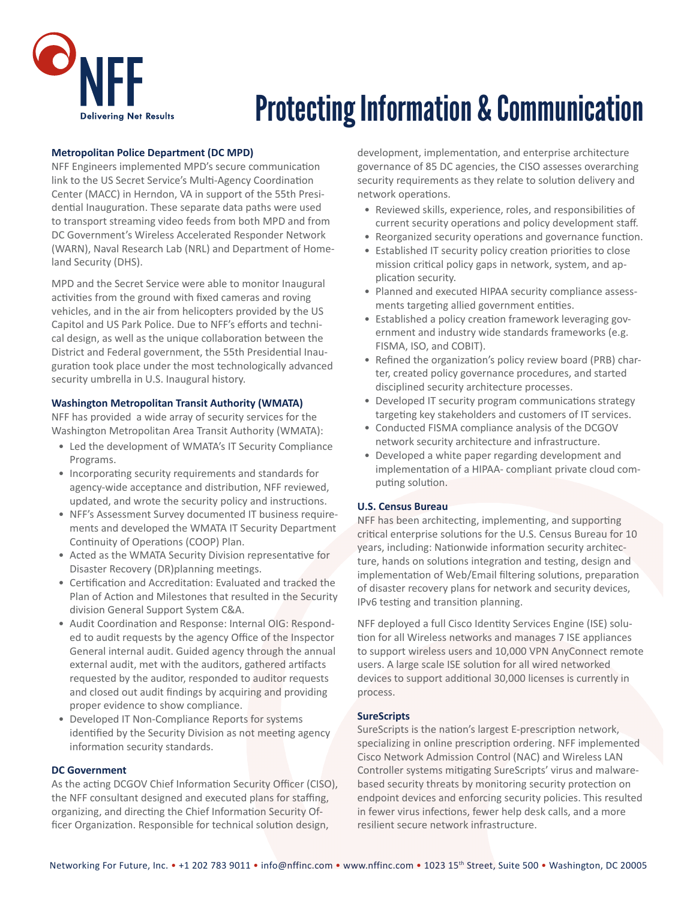NFF

Delivering Net Results

# Protecting Information & Communication

**Metropolitan Police Department (DC MPD)**

NFF Engineers implemented MPD's secure communication link to the US Secret Service's Multi-Agency Coordination Center (MACC) in Herndon, VA in support of the 55th Presidential Inauguration. These separate data paths were used to transport streaming video feeds from both MPD and from DC Government's Wireless Accelerated Responder Network (WARN), Naval Research Lab (NRL) and Department of Homeland Security (DHS).

MPD and the Secret Service were able to monitor Inaugural activities from the ground with fixed cameras and roving vehicles, and in the air from helicopters provided by the US Capitol and US Park Police. Due to NFF's efforts and technical design, as well as the unique collaboration between the District and Federal government, the 55th Presidential Inauguration took place under the most technologically advanced security umbrella in U.S. Inaugural history.

**Washington Metropolitan Transit Authority (WMATA)**

NFF has provided a wide array of security services for the Washington Metropolitan Area Transit Authority (WMATA):

- Led the development of WMATA's IT Security Compliance Programs.
- Incorporating security requirements and standards for agency-wide acceptance and distribution, NFF reviewed, updated, and wrote the security policy and instructions.
- NFF's Assessment Survey documented IT business requirements and developed the WMATA IT Security Department Continuity of Operations (COOP) Plan.
- Acted as the WMATA Security Division representative for Disaster Recovery (DR)planning meetings.
- Certification and Accreditation: Evaluated and tracked the Plan of Action and Milestones that resulted in the Security division General Support System C&A.
- Audit Coordination and Response: Internal OIG: Responded to audit requests by the agency Office of the Inspector General internal audit. Guided agency through the annual external audit, met with the auditors, gathered artifacts requested by the auditor, responded to auditor requests and closed out audit findings by acquiring and providing proper evidence to show compliance.
- Developed IT Non-Compliance Reports for systems identified by the Security Division as not meeting agency information security standards.

**DC Government**

As the acting DCGOV Chief Information Security Officer (CISO), the NFF consultant designed and executed plans for staffing, organizing, and directing the Chief Information Security Officer Organization. Responsible for technical solution design, development, implementation, and enterprise architecture governance of 85 DC agencies, the CISO assesses overarching security requirements as they relate to solution delivery and network operations.

- Reviewed skills, experience, roles, and responsibilities of current security operations and policy development staff.
- Reorganized security operations and governance function.
- Established IT security policy creation priorities to close mission critical policy gaps in network, system, and application security.
- Planned and executed HIPAA security compliance assessments targeting allied government entities.
- Established a policy creation framework leveraging government and industry wide standards frameworks (e.g. FISMA, ISO, and COBIT).
- Refined the organization's policy review board (PRB) charter, created policy governance procedures, and started disciplined security architecture processes.
- Developed IT security program communications strategy targeting key stakeholders and customers of IT services.
- Conducted FISMA compliance analysis of the DCGOV network security architecture and infrastructure.
- Developed a white paper regarding development and implementation of a HIPAA- compliant private cloud computing solution.

**U.S. Census Bureau**

NFF has been architecting, implementing, and supporting critical enterprise solutions for the U.S. Census Bureau for 10 years, including: Nationwide information security architecture, hands on solutions integration and testing, design and implementation of Web/Email filtering solutions, preparation of disaster recovery plans for network and security devices, IPv6 testing and transition planning.

NFF deployed a full Cisco Identity Services Engine (ISE) solution for all Wireless networks and manages 7 ISE appliances to support wireless users and 10,000 VPN AnyConnect remote users. A large scale ISE solution for all wired networked devices to support additional 30,000 licenses is currently in process.

**SureScripts**

SureScripts is the nation's largest E-prescription network, specializing in online prescription ordering. NFF implemented Cisco Network Admission Control (NAC) and Wireless LAN Controller systems mitigating SureScripts' virus and malware-based security threats by monitoring security protection on endpoint devices and enforcing security policies. This resulted in fewer virus infections, fewer help desk calls, and a more resilient secure network infrastructure.

Networking For Future, Inc. • +1 202 783 9011 • info@nffinc.com • www.nffinc.com • 1023 15th Street, Suite 500 • Washington, DC 20005